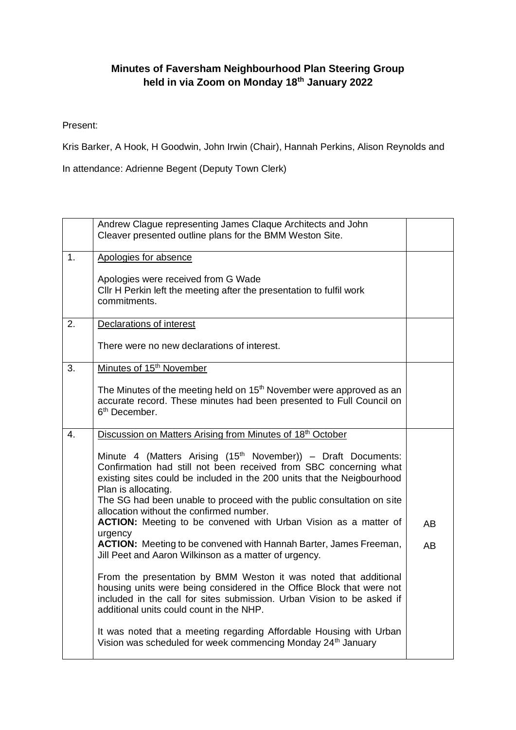**Minutes of Faversham Neighbourhood Plan Steering Group held in via Zoom on Monday 18th January 2022**

Present:

Kris Barker, A Hook, H Goodwin, John Irwin (Chair), Hannah Perkins, Alison Reynolds and

In attendance: Adrienne Begent (Deputy Town Clerk)

| | | |
|---|---|---|
| | Andrew Clague representing James Claque Architects and John Cleaver presented outline plans for the BMM Weston Site. | |
| 1. | <u>Apologies for absence</u><br><br>Apologies were received from G Wade<br>Cllr H Perkin left the meeting after the presentation to fulfil work commitments. | |
| 2. | <u>Declarations of interest</u><br><br>There were no new declarations of interest. | |
| 3. | <u>Minutes of 15th November</u><br><br>The Minutes of the meeting held on 15th November were approved as an accurate record. These minutes had been presented to Full Council on 6th December. | |
| 4. | <u>Discussion on Matters Arising from Minutes of 18th October</u><br><br>Minute 4 (Matters Arising (15th November)) – Draft Documents: Confirmation had still not been received from SBC concerning what existing sites could be included in the 200 units that the Neigbourhood Plan is allocating.<br>The SG had been unable to proceed with the public consultation on site allocation without the confirmed number.<br>**ACTION:** Meeting to be convened with Urban Vision as a matter of urgency<br>**ACTION:** Meeting to be convened with Hannah Barter, James Freeman, Jill Peet and Aaron Wilkinson as a matter of urgency.<br><br>From the presentation by BMM Weston it was noted that additional housing units were being considered in the Office Block that were not included in the call for sites submission. Urban Vision to be asked if additional units could count in the NHP.<br><br>It was noted that a meeting regarding Affordable Housing with Urban Vision was scheduled for week commencing Monday 24th January | AB<br><br>AB |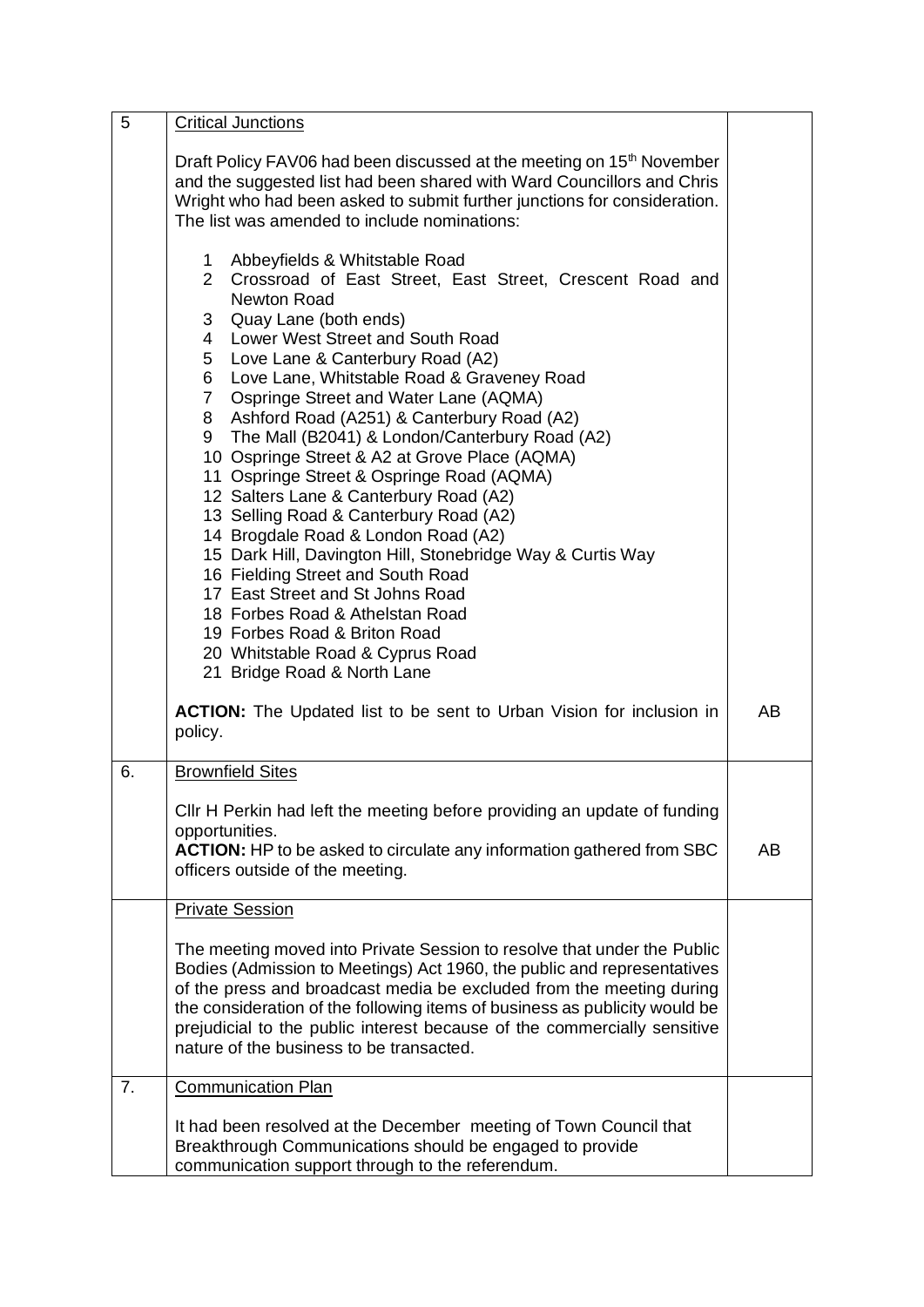| 5 | Critical Junctions<br><br>Draft Policy FAV06 had been discussed at the meeting on 15th November and the suggested list had been shared with Ward Councillors and Chris Wright who had been asked to submit further junctions for consideration. The list was amended to include nominations:<br><br>1 Abbeyfields & Whitstable Road<br>2 Crossroad of East Street, East Street, Crescent Road and Newton Road<br>3 Quay Lane (both ends)<br>4 Lower West Street and South Road<br>5 Love Lane & Canterbury Road (A2)<br>6 Love Lane, Whitstable Road & Graveney Road<br>7 Ospringe Street and Water Lane (AQMA)<br>8 Ashford Road (A251) & Canterbury Road (A2)<br>9 The Mall (B2041) & London/Canterbury Road (A2)<br>10 Ospringe Street & A2 at Grove Place (AQMA)<br>11 Ospringe Street & Ospringe Road (AQMA)<br>12 Salters Lane & Canterbury Road (A2)<br>13 Selling Road & Canterbury Road (A2)<br>14 Brogdale Road & London Road (A2)<br>15 Dark Hill, Davington Hill, Stonebridge Way & Curtis Way<br>16 Fielding Street and South Road<br>17 East Street and St Johns Road<br>18 Forbes Road & Athelstan Road<br>19 Forbes Road & Briton Road<br>20 Whitstable Road & Cyprus Road<br>21 Bridge Road & North Lane<br><br>**ACTION:** The Updated list to be sent to Urban Vision for inclusion in policy. | AB |
|---|---|---|
| 6. | Brownfield Sites<br><br>Cllr H Perkin had left the meeting before providing an update of funding opportunities.<br>**ACTION:** HP to be asked to circulate any information gathered from SBC officers outside of the meeting. | AB |
| | Private Session<br><br>The meeting moved into Private Session to resolve that under the Public Bodies (Admission to Meetings) Act 1960, the public and representatives of the press and broadcast media be excluded from the meeting during the consideration of the following items of business as publicity would be prejudicial to the public interest because of the commercially sensitive nature of the business to be transacted. | |
| 7. | Communication Plan<br><br>It had been resolved at the December meeting of Town Council that Breakthrough Communications should be engaged to provide communication support through to the referendum. | |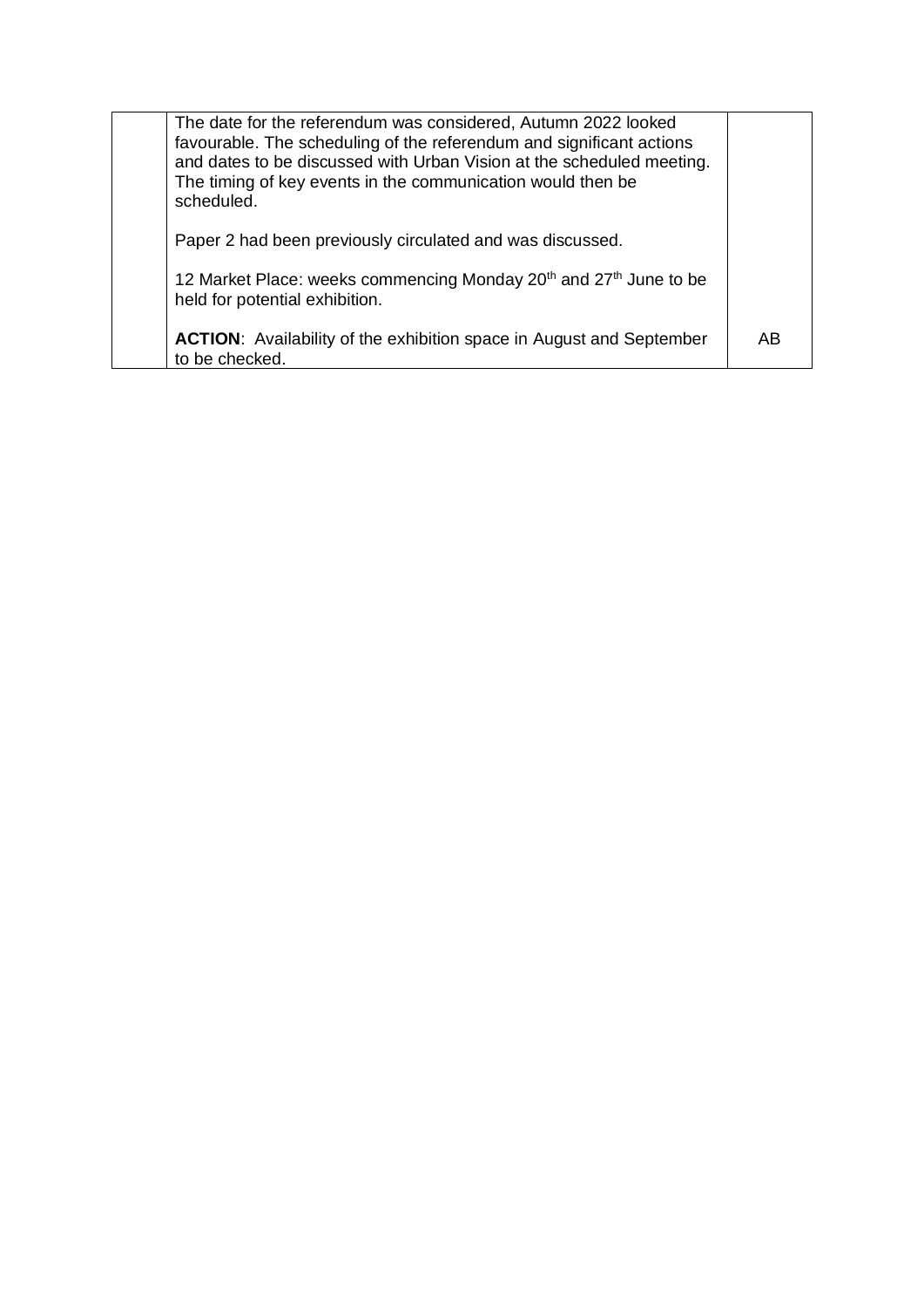| | | |
|---|---|---|
| | The date for the referendum was considered, Autumn 2022 looked favourable. The scheduling of the referendum and significant actions and dates to be discussed with Urban Vision at the scheduled meeting. The timing of key events in the communication would then be scheduled.<br><br>Paper 2 had been previously circulated and was discussed.<br><br>12 Market Place: weeks commencing Monday 20th and 27th June to be held for potential exhibition.<br><br>**ACTION**: Availability of the exhibition space in August and September to be checked. | AB |